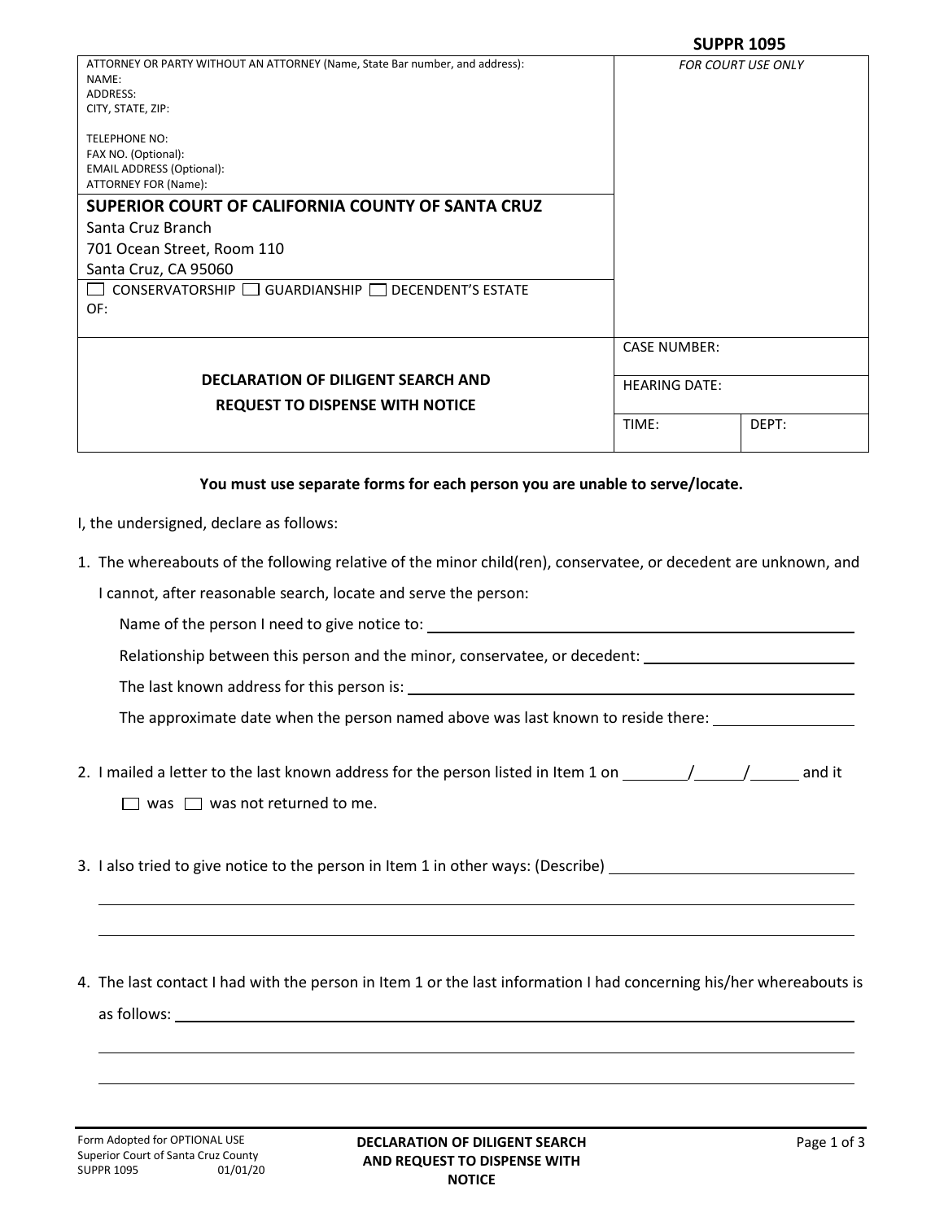**SUPPR 1095**

| ATTORNEY OR PARTY WITHOUT AN ATTORNEY (Name, State Bar number, and address):<br>NAME:<br>ADDRESS:<br>CITY, STATE, ZIP:<br><br>TELEPHONE NO:<br>FAX NO. (Optional):<br>EMAIL ADDRESS (Optional):<br>ATTORNEY FOR (Name): | *FOR COURT USE ONLY* | |
|---|---|---|
| **SUPERIOR COURT OF CALIFORNIA COUNTY OF SANTA CRUZ**<br>Santa Cruz Branch<br>701 Ocean Street, Room 110<br>Santa Cruz, CA 95060 | | |
| ☐ CONSERVATORSHIP ☐ GUARDIANSHIP ☐ DECENDENT'S ESTATE<br>OF: | | |
| **DECLARATION OF DILIGENT SEARCH AND REQUEST TO DISPENSE WITH NOTICE** | CASE NUMBER: | |
| | HEARING DATE: | |
| | TIME: | DEPT: |

**You must use separate forms for each person you are unable to serve/locate.**

I, the undersigned, declare as follows:

1. The whereabouts of the following relative of the minor child(ren), conservatee, or decedent are unknown, and I cannot, after reasonable search, locate and serve the person:

   Name of the person I need to give notice to: ______________________

   Relationship between this person and the minor, conservatee, or decedent: ______________________

   The last known address for this person is: ______________________

   The approximate date when the person named above was last known to reside there: ______________________

2. I mailed a letter to the last known address for the person listed in Item 1 on ______/______/______ and it

   ☐ was ☐ was not returned to me.

3. I also tried to give notice to the person in Item 1 in other ways: (Describe) ______________________

   ______________________

   ______________________

4. The last contact I had with the person in Item 1 or the last information I had concerning his/her whereabouts is as follows: ______________________

   ______________________

   ______________________

Form Adopted for OPTIONAL USE
Superior Court of Santa Cruz County
SUPPR 1095 01/01/20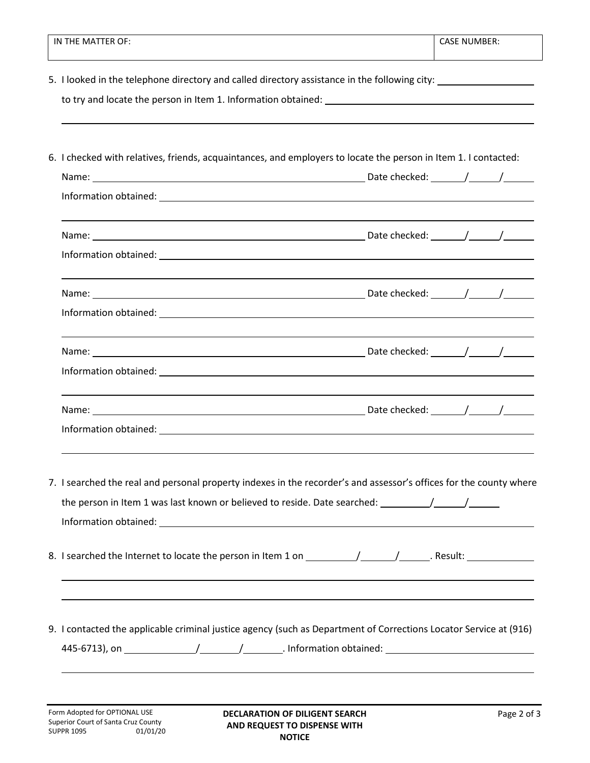| IN THE MATTER OF: | CASE NUMBER: |
|---|---|
| | |

5. I looked in the telephone directory and called directory assistance in the following city: ____________________ to try and locate the person in Item 1. Information obtained: ________________________________________

________________________________________________________________________________

6. I checked with relatives, friends, acquaintances, and employers to locate the person in Item 1. I contacted:

   Name: ________________________________________ Date checked: ______/______/______

   Information obtained: ________________________________________________________________

   ________________________________________________________________________________

   Name: ________________________________________ Date checked: ______/______/______

   Information obtained: ________________________________________________________________

   ________________________________________________________________________________

   Name: ________________________________________ Date checked: ______/______/______

   Information obtained: ________________________________________________________________

   ________________________________________________________________________________

   Name: ________________________________________ Date checked: ______/______/______

   Information obtained: ________________________________________________________________

   ________________________________________________________________________________

   Name: ________________________________________ Date checked: ______/______/______

   Information obtained: ________________________________________________________________

   ________________________________________________________________________________

7. I searched the real and personal property indexes in the recorder's and assessor's offices for the county where the person in Item 1 was last known or believed to reside. Date searched: ________/______/______

   Information obtained: ________________________________________________________________

8. I searched the Internet to locate the person in Item 1 on ________/______/______. Result: ______________

   ________________________________________________________________________________

   ________________________________________________________________________________

9. I contacted the applicable criminal justice agency (such as Department of Corrections Locator Service at (916) 445-6713), on ____________/_______/_______. Information obtained: ______________________________

   ________________________________________________________________________________

Form Adopted for OPTIONAL USE
Superior Court of Santa Cruz County
SUPPR 1095 01/01/20

**DECLARATION OF DILIGENT SEARCH AND REQUEST TO DISPENSE WITH NOTICE**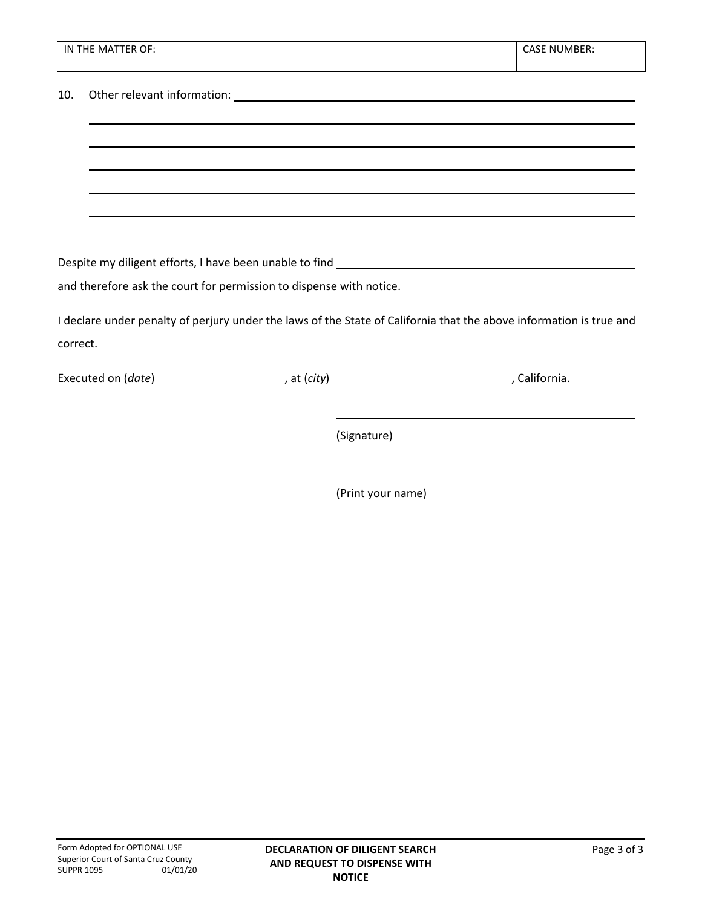| IN THE MATTER OF: | CASE NUMBER: |
| --- | --- |
| | |

10. Other relevant information: ______________________________________________

______________________________________________________________________

______________________________________________________________________

______________________________________________________________________

______________________________________________________________________

______________________________________________________________________

Despite my diligent efforts, I have been unable to find ______________________________

and therefore ask the court for permission to dispense with notice.

I declare under penalty of perjury under the laws of the State of California that the above information is true and correct.

Executed on (*date*) ____________________, at (*city*) ____________________________, California.

______________________________________

(Signature)

______________________________________

(Print your name)

Form Adopted for OPTIONAL USE
Superior Court of Santa Cruz County
SUPPR 1095 01/01/20

**DECLARATION OF DILIGENT SEARCH AND REQUEST TO DISPENSE WITH NOTICE**